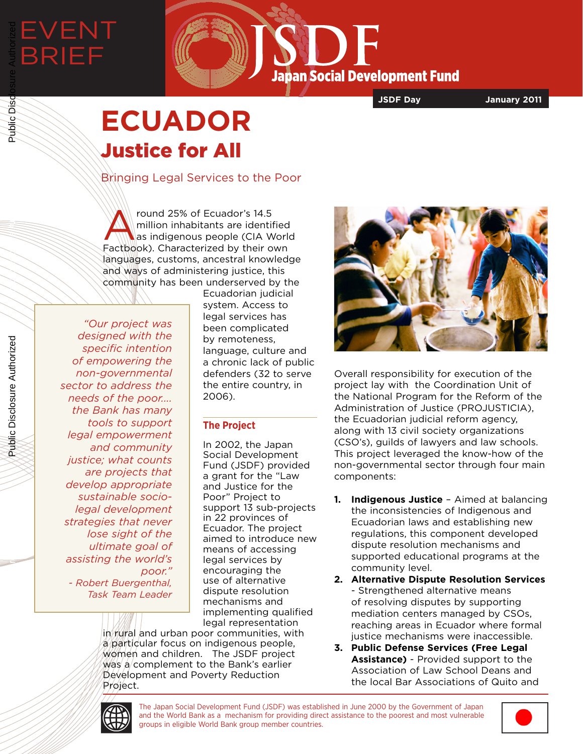EVENT BRIEF

**JSDF Japan Social Development Fund**

JSDF Day — January 2011

# ECUADOR

## Justice for All

### Bringing Legal Services to the Poor

Around 25% of Ecuador's 14.5 million inhabitants are identified as indigenous people (CIA World Factbook). Characterized by their own languages, customs, ancestral knowledge and ways of administering justice, this community has been underserved by the Ecuadorian judicial system. Access to legal services has been complicated by remoteness, language, culture and a chronic lack of public defenders (32 to serve the entire country, in 2006).

> *"Our project was designed with the specific intention of empowering the non-governmental sector to address the needs of the poor.... the Bank has many tools to support legal empowerment and community justice; what counts are projects that develop appropriate sustainable socio-legal development strategies that never lose sight of the ultimate goal of assisting the world's poor."*
>
> *- Robert Buergenthal, Task Team Leader*

### The Project

In 2002, the Japan Social Development Fund (JSDF) provided a grant for the "Law and Justice for the Poor" Project to support 13 sub-projects in 22 provinces of Ecuador. The project aimed to introduce new means of accessing legal services by encouraging the use of alternative dispute resolution mechanisms and implementing qualified legal representation in rural and urban poor communities, with a particular focus on indigenous people, women and children. The JSDF project was a complement to the Bank's earlier Development and Poverty Reduction Project.

Overall responsibility for execution of the project lay with the Coordination Unit of the National Program for the Reform of the Administration of Justice (PROJUSTICIA), the Ecuadorian judicial reform agency, along with 13 civil society organizations (CSO's), guilds of lawyers and law schools. This project leveraged the know-how of the non-governmental sector through four main components:

1. **Indigenous Justice** – Aimed at balancing the inconsistencies of Indigenous and Ecuadorian laws and establishing new regulations, this component developed dispute resolution mechanisms and supported educational programs at the community level.
2. **Alternative Dispute Resolution Services** - Strengthened alternative means of resolving disputes by supporting mediation centers managed by CSOs, reaching areas in Ecuador where formal justice mechanisms were inaccessible.
3. **Public Defense Services (Free Legal Assistance)** - Provided support to the Association of Law School Deans and the local Bar Associations of Quito and

The Japan Social Development Fund (JSDF) was established in June 2000 by the Government of Japan and the World Bank as a mechanism for providing direct assistance to the poorest and most vulnerable groups in eligible World Bank group member countries.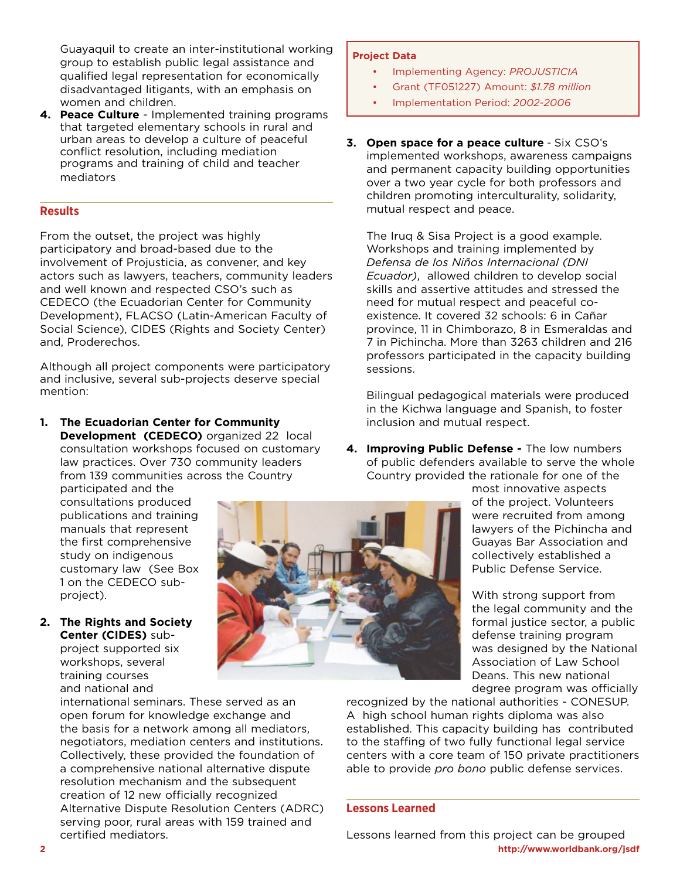Guayaquil to create an inter-institutional working group to establish public legal assistance and qualified legal representation for economically disadvantaged litigants, with an emphasis on women and children.

4. **Peace Culture** - Implemented training programs that targeted elementary schools in rural and urban areas to develop a culture of peaceful conflict resolution, including mediation programs and training of child and teacher mediators

## Results

From the outset, the project was highly participatory and broad-based due to the involvement of Projusticia, as convener, and key actors such as lawyers, teachers, community leaders and well known and respected CSO's such as CEDECO (the Ecuadorian Center for Community Development), FLACSO (Latin-American Faculty of Social Science), CIDES (Rights and Society Center) and, Proderechos.

Although all project components were participatory and inclusive, several sub-projects deserve special mention:

1. **The Ecuadorian Center for Community Development (CEDECO)** organized 22 local consultation workshops focused on customary law practices. Over 730 community leaders from 139 communities across the Country participated and the consultations produced publications and training manuals that represent the first comprehensive study on indigenous customary law (See Box 1 on the CEDECO sub-project).

2. **The Rights and Society Center (CIDES)** sub-project supported six workshops, several training courses and national and international seminars. These served as an open forum for knowledge exchange and the basis for a network among all mediators, negotiators, mediation centers and institutions. Collectively, these provided the foundation of a comprehensive national alternative dispute resolution mechanism and the subsequent creation of 12 new officially recognized Alternative Dispute Resolution Centers (ADRC) serving poor, rural areas with 159 trained and certified mediators.

**Project Data**

- Implementing Agency: *PROJUSTICIA*
- Grant (TF051227) Amount: *$1.78 million*
- Implementation Period: *2002-2006*

3. **Open space for a peace culture** - Six CSO's implemented workshops, awareness campaigns and permanent capacity building opportunities over a two year cycle for both professors and children promoting interculturality, solidarity, mutual respect and peace.

   The Iruq & Sisa Project is a good example. Workshops and training implemented by *Defensa de los Niños Internacional (DNI Ecuador)*, allowed children to develop social skills and assertive attitudes and stressed the need for mutual respect and peaceful co-existence. It covered 32 schools: 6 in Cañar province, 11 in Chimborazo, 8 in Esmeraldas and 7 in Pichincha. More than 3263 children and 216 professors participated in the capacity building sessions.

   Bilingual pedagogical materials were produced in the Kichwa language and Spanish, to foster inclusion and mutual respect.

4. **Improving Public Defense -** The low numbers of public defenders available to serve the whole Country provided the rationale for one of the most innovative aspects of the project. Volunteers were recruited from among lawyers of the Pichincha and Guayas Bar Association and collectively established a Public Defense Service.

   With strong support from the legal community and the formal justice sector, a public defense training program was designed by the National Association of Law School Deans. This new national degree program was officially recognized by the national authorities - CONESUP. A high school human rights diploma was also established. This capacity building has contributed to the staffing of two fully functional legal service centers with a core team of 150 private practitioners able to provide *pro bono* public defense services.

## Lessons Learned

Lessons learned from this project can be grouped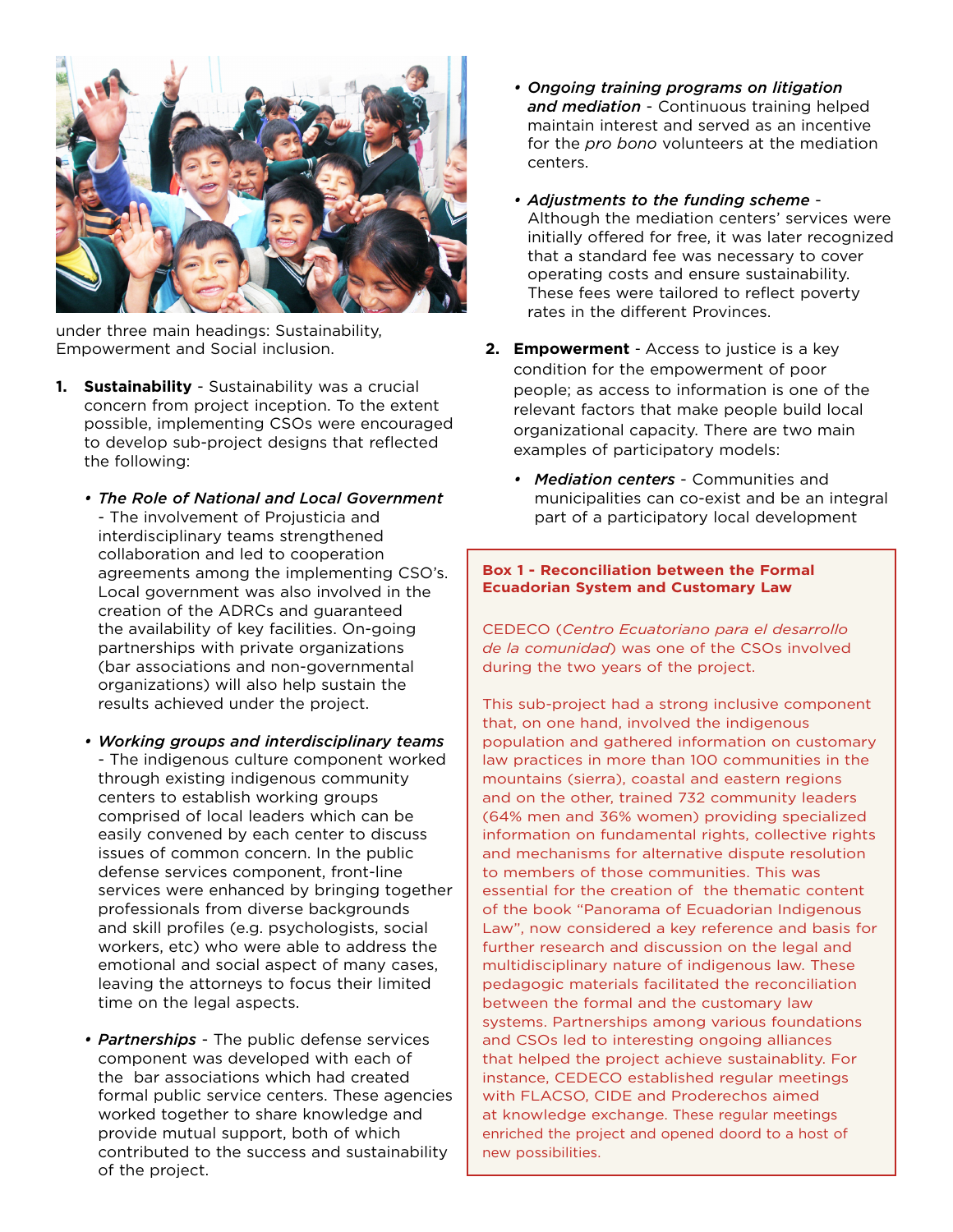under three main headings: Sustainability, Empowerment and Social inclusion.

1. **Sustainability** - Sustainability was a crucial concern from project inception. To the extent possible, implementing CSOs were encouraged to develop sub-project designs that reflected the following:

   - ***The Role of National and Local Government*** - The involvement of Projusticia and interdisciplinary teams strengthened collaboration and led to cooperation agreements among the implementing CSO's. Local government was also involved in the creation of the ADRCs and guaranteed the availability of key facilities. On-going partnerships with private organizations (bar associations and non-governmental organizations) will also help sustain the results achieved under the project.

   - ***Working groups and interdisciplinary teams*** - The indigenous culture component worked through existing indigenous community centers to establish working groups comprised of local leaders which can be easily convened by each center to discuss issues of common concern. In the public defense services component, front-line services were enhanced by bringing together professionals from diverse backgrounds and skill profiles (e.g. psychologists, social workers, etc) who were able to address the emotional and social aspect of many cases, leaving the attorneys to focus their limited time on the legal aspects.

   - ***Partnerships*** - The public defense services component was developed with each of the bar associations which had created formal public service centers. These agencies worked together to share knowledge and provide mutual support, both of which contributed to the success and sustainability of the project.

   - ***Ongoing training programs on litigation and mediation*** - Continuous training helped maintain interest and served as an incentive for the *pro bono* volunteers at the mediation centers.

   - ***Adjustments to the funding scheme*** - Although the mediation centers' services were initially offered for free, it was later recognized that a standard fee was necessary to cover operating costs and ensure sustainability. These fees were tailored to reflect poverty rates in the different Provinces.

2. **Empowerment** - Access to justice is a key condition for the empowerment of poor people; as access to information is one of the relevant factors that make people build local organizational capacity. There are two main examples of participatory models:

   - ***Mediation centers*** - Communities and municipalities can co-exist and be an integral part of a participatory local development

**Box 1 - Reconciliation between the Formal Ecuadorian System and Customary Law**

CEDECO (*Centro Ecuatoriano para el desarrollo de la comunidad*) was one of the CSOs involved during the two years of the project.

This sub-project had a strong inclusive component that, on one hand, involved the indigenous population and gathered information on customary law practices in more than 100 communities in the mountains (sierra), coastal and eastern regions and on the other, trained 732 community leaders (64% men and 36% women) providing specialized information on fundamental rights, collective rights and mechanisms for alternative dispute resolution to members of those communities. This was essential for the creation of the thematic content of the book "Panorama of Ecuadorian Indigenous Law", now considered a key reference and basis for further research and discussion on the legal and multidisciplinary nature of indigenous law. These pedagogic materials facilitated the reconciliation between the formal and the customary law systems. Partnerships among various foundations and CSOs led to interesting ongoing alliances that helped the project achieve sustainablity. For instance, CEDECO established regular meetings with FLACSO, CIDE and Proderechos aimed at knowledge exchange. These regular meetings enriched the project and opened doord to a host of new possibilities.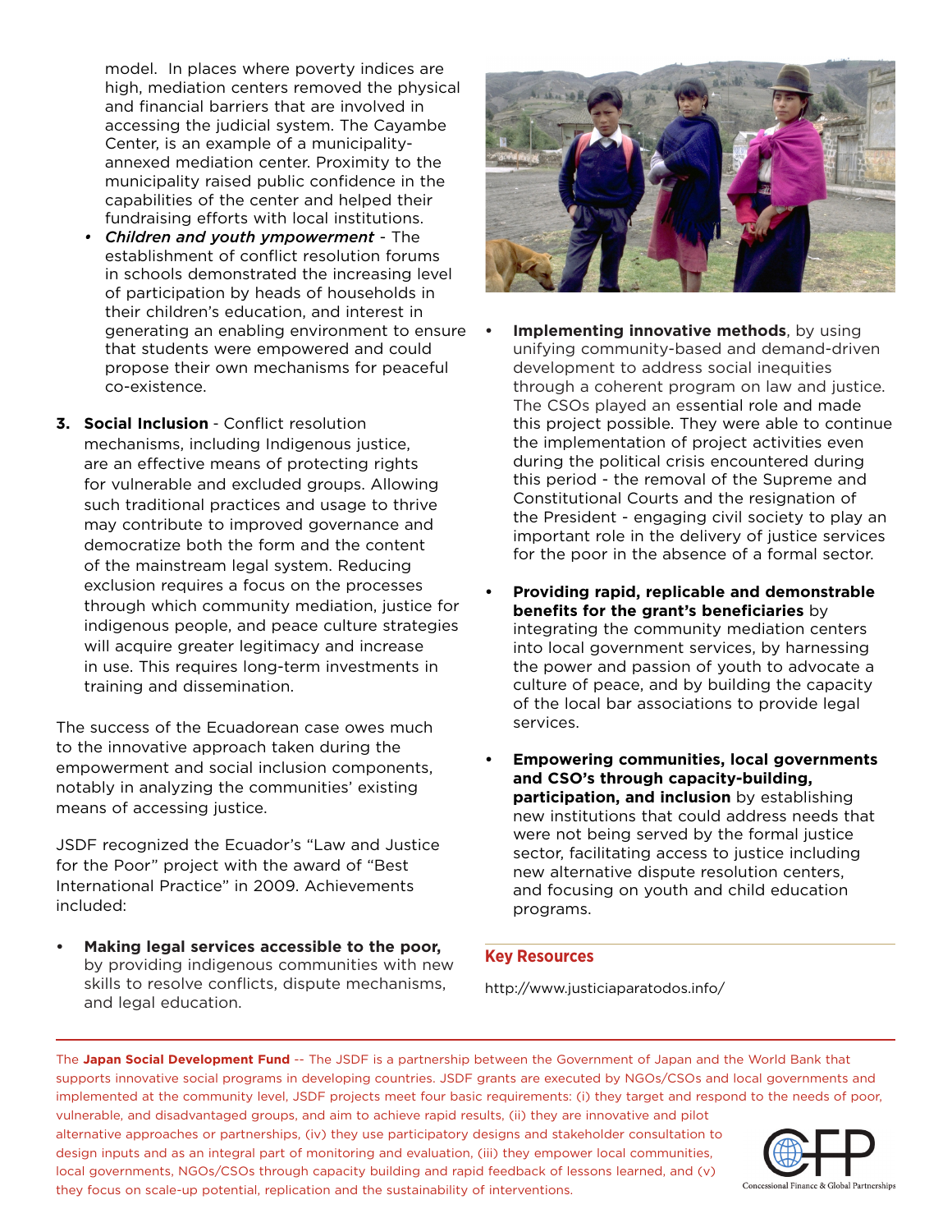model. In places where poverty indices are high, mediation centers removed the physical and financial barriers that are involved in accessing the judicial system. The Cayambe Center, is an example of a municipality-annexed mediation center. Proximity to the municipality raised public confidence in the capabilities of the center and helped their fundraising efforts with local institutions.

- *Children and youth ympowerment* - The establishment of conflict resolution forums in schools demonstrated the increasing level of participation by heads of households in their children's education, and interest in generating an enabling environment to ensure that students were empowered and could propose their own mechanisms for peaceful co-existence.

3. **Social Inclusion** - Conflict resolution mechanisms, including Indigenous justice, are an effective means of protecting rights for vulnerable and excluded groups. Allowing such traditional practices and usage to thrive may contribute to improved governance and democratize both the form and the content of the mainstream legal system. Reducing exclusion requires a focus on the processes through which community mediation, justice for indigenous people, and peace culture strategies will acquire greater legitimacy and increase in use. This requires long-term investments in training and dissemination.

The success of the Ecuadorean case owes much to the innovative approach taken during the empowerment and social inclusion components, notably in analyzing the communities' existing means of accessing justice.

JSDF recognized the Ecuador's "Law and Justice for the Poor" project with the award of "Best International Practice" in 2009. Achievements included:

- **Making legal services accessible to the poor,** by providing indigenous communities with new skills to resolve conflicts, dispute mechanisms, and legal education.
- **Implementing innovative methods**, by using unifying community-based and demand-driven development to address social inequities through a coherent program on law and justice. The CSOs played an essential role and made this project possible. They were able to continue the implementation of project activities even during the political crisis encountered during this period - the removal of the Supreme and Constitutional Courts and the resignation of the President - engaging civil society to play an important role in the delivery of justice services for the poor in the absence of a formal sector.
- **Providing rapid, replicable and demonstrable benefits for the grant's beneficiaries** by integrating the community mediation centers into local government services, by harnessing the power and passion of youth to advocate a culture of peace, and by building the capacity of the local bar associations to provide legal services.
- **Empowering communities, local governments and CSO's through capacity-building, participation, and inclusion** by establishing new institutions that could address needs that were not being served by the formal justice sector, facilitating access to justice including new alternative dispute resolution centers, and focusing on youth and child education programs.

## Key Resources

http://www.justiciaparatodos.info/

The **Japan Social Development Fund** -- The JSDF is a partnership between the Government of Japan and the World Bank that supports innovative social programs in developing countries. JSDF grants are executed by NGOs/CSOs and local governments and implemented at the community level, JSDF projects meet four basic requirements: (i) they target and respond to the needs of poor, vulnerable, and disadvantaged groups, and aim to achieve rapid results, (ii) they are innovative and pilot alternative approaches or partnerships, (iv) they use participatory designs and stakeholder consultation to design inputs and as an integral part of monitoring and evaluation, (iii) they empower local communities, local governments, NGOs/CSOs through capacity building and rapid feedback of lessons learned, and (v) they focus on scale-up potential, replication and the sustainability of interventions.

CFP
Concessional Finance & Global Partnerships